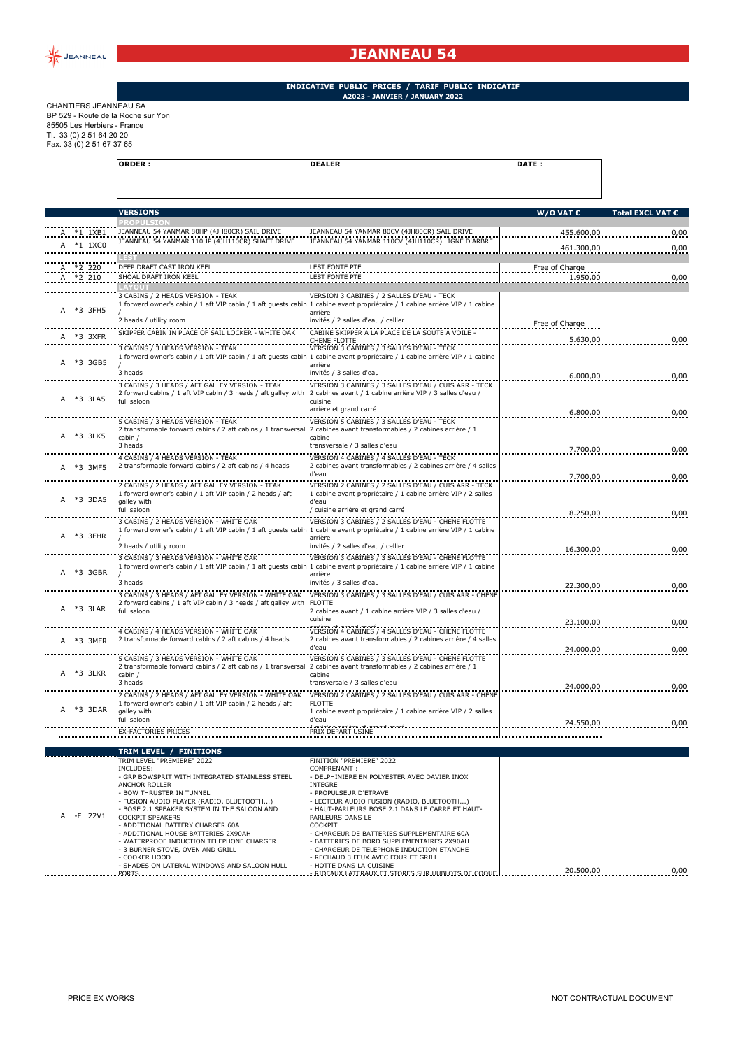# JEANNEAU 54

**INDICATIVE PUBLIC PRICES / TARIF PUBLIC INDICATIF**
**A2023 - JANVIER / JANUARY 2022**

CHANTIERS JEANNEAU SA
BP 529 - Route de la Roche sur Yon
85505 Les Herbiers - France
Tl. 33 (0) 2 51 64 20 20
Fax. 33 (0) 2 51 67 37 65

| ORDER : | DEALER | DATE : |
|---|---|---|
| | | |

| | | VERSIONS | | W/O VAT € | Total EXCL VAT € |
|---|---|---|---|---|---|
| | | **PROPULSION** | | | |
| A | *1 1XB1 | JEANNEAU 54 YANMAR 80HP (4JH80CR) SAIL DRIVE | JEANNEAU 54 YANMAR 80CV (4JH80CR) SAIL DRIVE | 455.600,00 | 0,00 |
| A | *1 1XC0 | JEANNEAU 54 YANMAR 110HP (4JH110CR) SHAFT DRIVE | JEANNEAU 54 YANMAR 110CV (4JH110CR) LIGNE D'ARBRE | 461.300,00 | 0,00 |
| | | **LEST** | | | |
| A | *2 220 | DEEP DRAFT CAST IRON KEEL | LEST FONTE PTE | Free of Charge | |
| A | *2 210 | SHOAL DRAFT IRON KEEL | LEST FONTE PTE | 1.950,00 | 0,00 |
| | | **LAYOUT** | | | |
| A | *3 3FH5 | 3 CABINS / 2 HEADS VERSION - TEAK<br>1 forward owner's cabin / 1 aft VIP cabin / 1 aft guests cabin /<br>2 heads / utility room | VERSION 3 CABINES / 2 SALLES D'EAU - TECK<br>1 cabine avant propriétaire / 1 cabine arrière VIP / 1 cabine arrière<br>invités / 2 salles d'eau / cellier | Free of Charge | |
| A | *3 3XFR | SKIPPER CABIN IN PLACE OF SAIL LOCKER - WHITE OAK | CABINE SKIPPER A LA PLACE DE LA SOUTE A VOILE - CHENE FLOTTE | 5.630,00 | 0,00 |
| A | *3 3GB5 | 3 CABINS / 3 HEADS VERSION - TEAK<br>1 forward owner's cabin / 1 aft VIP cabin / 1 aft guests cabin /<br>3 heads | VERSION 3 CABINES / 3 SALLES D'EAU - TECK<br>1 cabine avant propriétaire / 1 cabine arrière VIP / 1 cabine arrière<br>invités / 3 salles d'eau | 6.000,00 | 0,00 |
| A | *3 3LA5 | 3 CABINS / 3 HEADS / AFT GALLEY VERSION - TEAK<br>2 forward cabins / 1 aft VIP cabin / 3 heads / aft galley with full saloon | VERSION 3 CABINES / 3 SALLES D'EAU / CUIS ARR - TECK<br>2 cabines avant / 1 cabine arrière VIP / 3 salles d'eau / cuisine<br>arrière et grand carré | 6.800,00 | 0,00 |
| A | *3 3LK5 | 5 CABINS / 3 HEADS VERSION - TEAK<br>2 transformable forward cabins / 2 aft cabins / 1 transversal cabin /<br>3 heads | VERSION 5 CABINES / 3 SALLES D'EAU - TECK<br>2 cabines avant transformables / 2 cabines arrière / 1 cabine<br>transversale / 3 salles d'eau | 7.700,00 | 0,00 |
| A | *3 3MF5 | 4 CABINS / 4 HEADS VERSION - TEAK<br>2 transformable forward cabins / 2 aft cabins / 4 heads | VERSION 4 CABINES / 4 SALLES D'EAU - TECK<br>2 cabines avant transformables / 2 cabines arrière / 4 salles d'eau | 7.700,00 | 0,00 |
| A | *3 3DA5 | 2 CABINS / 2 HEADS / AFT GALLEY VERSION - TEAK<br>1 forward owner's cabin / 1 aft VIP cabin / 2 heads / aft galley with<br>full saloon | VERSION 2 CABINES / 2 SALLES D'EAU / CUIS ARR - TECK<br>1 cabine avant propriétaire / 1 cabine arrière VIP / 2 salles d'eau<br>/ cuisine arrière et grand carré | 8.250,00 | 0,00 |
| A | *3 3FHR | 3 CABINS / 2 HEADS VERSION - WHITE OAK<br>1 forward owner's cabin / 1 aft VIP cabin / 1 aft guests cabin /<br>2 heads / utility room | VERSION 3 CABINES / 2 SALLES D'EAU - CHENE FLOTTE<br>1 cabine avant propriétaire / 1 cabine arrière VIP / 1 cabine arrière<br>invités / 2 salles d'eau / cellier | 16.300,00 | 0,00 |
| A | *3 3GBR | 3 CABINS / 3 HEADS VERSION - WHITE OAK<br>1 forward owner's cabin / 1 aft VIP cabin / 1 aft guests cabin /<br>3 heads | VERSION 3 CABINES / 3 SALLES D'EAU - CHENE FLOTTE<br>1 cabine avant propriétaire / 1 cabine arrière VIP / 1 cabine arrière<br>invités / 3 salles d'eau | 22.300,00 | 0,00 |
| A | *3 3LAR | 3 CABINS / 3 HEADS / AFT GALLEY VERSION - WHITE OAK<br>2 forward cabins / 1 aft VIP cabin / 3 heads / aft galley with full saloon | VERSION 3 CABINES / 3 SALLES D'EAU / CUIS ARR - CHENE FLOTTE<br>2 cabines avant / 1 cabine arrière VIP / 3 salles d'eau / cuisine<br>arrière et grand carré | 23.100,00 | 0,00 |
| A | *3 3MFR | 4 CABINS / 4 HEADS VERSION - WHITE OAK<br>2 transformable forward cabins / 2 aft cabins / 4 heads | VERSION 4 CABINES / 4 SALLES D'EAU - CHENE FLOTTE<br>2 cabines avant transformables / 2 cabines arrière / 4 salles d'eau | 24.000,00 | 0,00 |
| A | *3 3LKR | 5 CABINS / 3 HEADS VERSION - WHITE OAK<br>2 transformable forward cabins / 2 aft cabins / 1 transversal cabin /<br>3 heads | VERSION 5 CABINES / 3 SALLES D'EAU - CHENE FLOTTE<br>2 cabines avant transformables / 2 cabines arrière / 1 cabine<br>transversale / 3 salles d'eau | 24.000,00 | 0,00 |
| A | *3 3DAR | 2 CABINS / 2 HEADS / AFT GALLEY VERSION - WHITE OAK<br>1 forward owner's cabin / 1 aft VIP cabin / 2 heads / aft galley with<br>full saloon | VERSION 2 CABINES / 2 SALLES D'EAU / CUIS ARR - CHENE FLOTTE<br>1 cabine avant propriétaire / 1 cabine arrière VIP / 2 salles d'eau<br>/ cuisine arrière et grand carré | 24.550,00 | 0,00 |
| | | EX-FACTORIES PRICES | PRIX DEPART USINE | | |

| | | TRIM LEVEL / FINITIONS | | | |
|---|---|---|---|---|---|
| A | -F 22V1 | TRIM LEVEL "PREMIERE" 2022<br>INCLUDES:<br>- GRP BOWSPRIT WITH INTEGRATED STAINLESS STEEL ANCHOR ROLLER<br>- BOW THRUSTER IN TUNNEL<br>- FUSION AUDIO PLAYER (RADIO, BLUETOOTH...)<br>- BOSE 2.1 SPEAKER SYSTEM IN THE SALOON AND COCKPIT SPEAKERS<br>- ADDITIONAL BATTERY CHARGER 60A<br>- ADDITIONAL HOUSE BATTERIES 2X90AH<br>- WATERPROOF INDUCTION TELEPHONE CHARGER<br>- 3 BURNER STOVE, OVEN AND GRILL<br>- COOKER HOOD<br>- SHADES ON LATERAL WINDOWS AND SALOON HULL PORTS | FINITION "PREMIERE" 2022<br>COMPRENANT :<br>- DELPHINIERE EN POLYESTER AVEC DAVIER INOX INTEGRE<br>- PROPULSEUR D'ETRAVE<br>- LECTEUR AUDIO FUSION (RADIO, BLUETOOTH...)<br>- HAUT-PARLEURS BOSE 2.1 DANS LE CARRE ET HAUT-PARLEURS DANS LE COCKPIT<br>- CHARGEUR DE BATTERIES SUPPLEMENTAIRE 60A<br>- BATTERIES DE BORD SUPPLEMENTAIRES 2X90AH<br>- CHARGEUR DE TELEPHONE INDUCTION ETANCHE<br>- RECHAUD 3 FEUX AVEC FOUR ET GRILL<br>- HOTTE DANS LA CUISINE<br>- RIDEAUX LATERAUX ET STORES SUR HUBLOTS DE COQUE | 20.500,00 | 0,00 |

PRICE EX WORKS

NOT CONTRACTUAL DOCUMENT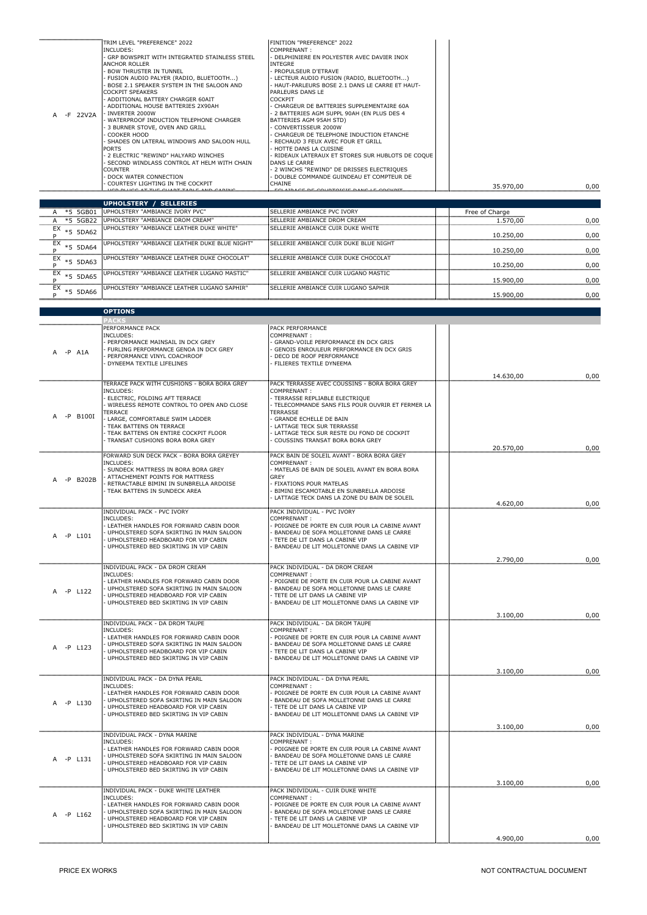| Code | Description (EN) | Description (FR) | Price | |
|---|---|---|---|---|
| A -F 22V2A | TRIM LEVEL "PREFERENCE" 2022<br>INCLUDES:<br>- GRP BOWSPRIT WITH INTEGRATED STAINLESS STEEL ANCHOR ROLLER<br>- BOW THRUSTER IN TUNNEL<br>- FUSION AUDIO PALYER (RADIO, BLUETOOTH...)<br>- BOSE 2.1 SPEAKER SYSTEM IN THE SALOON AND COCKPIT SPEAKERS<br>- ADDITIONAL BATTERY CHARGER 60AIT<br>- ADDITIONAL HOUSE BATTERIES 2X90AH<br>- INVERTER 2000W<br>- WATERPROOF INDUCTION TELEPHONE CHARGER<br>- 3 BURNER STOVE, OVEN AND GRILL<br>- COOKER HOOD<br>- SHADES ON LATERAL WINDOWS AND SALOON HULL PORTS<br>- 2 ELECTRIC "REWIND" HALYARD WINCHES<br>- SECOND WINDLASS CONTROL AT HELM WITH CHAIN COUNTER<br>- DOCK WATER CONNECTION<br>- COURTESY LIGHTING IN THE COCKPIT | FINITION "PREFERENCE" 2022<br>COMPRENANT :<br>- DELPHINIERE EN POLYESTER AVEC DAVIER INOX INTEGRE<br>- PROPULSEUR D'ETRAVE<br>- LECTEUR AUDIO FUSION (RADIO, BLUETOOTH...)<br>- HAUT-PARLEURS BOSE 2.1 DANS LE CARRE ET HAUT-PARLEURS DANS LE COCKPIT<br>- CHARGEUR DE BATTERIES SUPPLEMENTAIRE 60A<br>- 2 BATTERIES AGM SUPPL 90AH (EN PLUS DES 4 BATTERIES AGM 95AH STD)<br>- CONVERTISSEUR 2000W<br>- CHARGEUR DE TELEPHONE INDUCTION ETANCHE<br>- RECHAUD 3 FEUX AVEC FOUR ET GRILL<br>- HOTTE DANS LA CUISINE<br>- RIDEAUX LATERAUX ET STORES SUR HUBLOTS DE COQUE DANS LE CARRE<br>- 2 WINCHS "REWIND" DE DRISSES ELECTRIQUES<br>- DOUBLE COMMANDE GUINDEAU ET COMPTEUR DE CHAINE | 35.970,00 | 0,00 |

## UPHOLSTERY / SELLERIES

| Code | Description (EN) | Description (FR) | Price | |
|---|---|---|---|---|
| A *5 5GB01 | UPHOLSTERY "AMBIANCE IVORY PVC" | SELLERIE AMBIANCE PVC IVORY | Free of Charge | |
| A *5 5GB22 | UPHOLSTERY "AMBIANCE DROM CREAM" | SELLERIE AMBIANCE DROM CREAM | 1.570,00 | 0,00 |
| EXP *5 5DA62 | UPHOLSTERY "AMBIANCE LEATHER DUKE WHITE" | SELLERIE AMBIANCE CUIR DUKE WHITE | 10.250,00 | 0,00 |
| EXP *5 5DA64 | UPHOLSTERY "AMBIANCE LEATHER DUKE BLUE NIGHT" | SELLERIE AMBIANCE CUIR DUKE BLUE NIGHT | 10.250,00 | 0,00 |
| EXP *5 5DA63 | UPHOLSTERY "AMBIANCE LEATHER DUKE CHOCOLAT" | SELLERIE AMBIANCE CUIR DUKE CHOCOLAT | 10.250,00 | 0,00 |
| EXP *5 5DA65 | UPHOLSTERY "AMBIANCE LEATHER LUGANO MASTIC" | SELLERIE AMBIANCE CUIR LUGANO MASTIC | 15.900,00 | 0,00 |
| EXP *5 5DA66 | UPHOLSTERY "AMBIANCE LEATHER LUGANO SAPHIR" | SELLERIE AMBIANCE CUIR LUGANO SAPHIR | 15.900,00 | 0,00 |

## OPTIONS

### PACKS

| Code | Description (EN) | Description (FR) | Price | |
|---|---|---|---|---|
| A -P A1A | PERFORMANCE PACK<br>INCLUDES:<br>- PERFORMANCE MAINSAIL IN DCX GREY<br>- FURLING PERFORMANCE GENOA IN DCX GREY<br>- PERFORMANCE VINYL COACHROOF<br>- DYNEEMA TEXTILE LIFELINES | PACK PERFORMANCE<br>COMPRENANT :<br>- GRAND-VOILE PERFORMANCE EN DCX GRIS<br>- GENOIS ENROULEUR PERFORMANCE EN DCX GRIS<br>- DECO DE ROOF PERFORMANCE<br>- FILIERES TEXTILE DYNEEMA | 14.630,00 | 0,00 |
| A -P B100I | TERRACE PACK WITH CUSHIONS - BORA BORA GREY<br>INCLUDES:<br>- ELECTRIC, FOLDING AFT TERRACE<br>- WIRELESS REMOTE CONTROL TO OPEN AND CLOSE TERRACE<br>- LARGE, COMFORTABLE SWIM LADDER<br>- TEAK BATTENS ON TERRACE<br>- TEAK BATTENS ON ENTIRE COCKPIT FLOOR<br>- TRANSAT CUSHIONS BORA BORA GREY | PACK TERRASSE AVEC COUSSINS - BORA BORA GREY<br>COMPRENANT :<br>- TERRASSE REPLIABLE ELECTRIQUE<br>- TELECOMMANDE SANS FILS POUR OUVRIR ET FERMER LA TERRASSE<br>- GRANDE ECHELLE DE BAIN<br>- LATTAGE TECK SUR TERRASSE<br>- LATTAGE TECK SUR RESTE DU FOND DE COCKPIT<br>- COUSSINS TRANSAT BORA BORA GREY | 20.570,00 | 0,00 |
| A -P B202B | FORWARD SUN DECK PACK - BORA BORA GREYEY<br>INCLUDES:<br>- SUNDECK MATTRESS IN BORA BORA GREY<br>- ATTACHEMENT POINTS FOR MATTRESS<br>- RETRACTABLE BIMINI IN SUNBRELLA ARDOISE<br>- TEAK BATTENS IN SUNDECK AREA | PACK BAIN DE SOLEIL AVANT - BORA BORA GREY<br>COMPRENANT :<br>- MATELAS DE BAIN DE SOLEIL AVANT EN BORA BORA GREY<br>- FIXATIONS POUR MATELAS<br>- BIMINI ESCAMOTABLE EN SUNBRELLA ARDOISE<br>- LATTAGE TECK DANS LA ZONE DU BAIN DE SOLEIL | 4.620,00 | 0,00 |
| A -P L101 | INDIVIDUAL PACK - PVC IVORY<br>INCLUDES:<br>- LEATHER HANDLES FOR FORWARD CABIN DOOR<br>- UPHOLSTERED SOFA SKIRTING IN MAIN SALOON<br>- UPHOLSTERED HEADBOARD FOR VIP CABIN<br>- UPHOLSTERED BED SKIRTING IN VIP CABIN | PACK INDIVIDUAL - PVC IVORY<br>COMPRENANT :<br>- POIGNEE DE PORTE EN CUIR POUR LA CABINE AVANT<br>- BANDEAU DE SOFA MOLLETONNE DANS LE CARRE<br>- TETE DE LIT DANS LA CABINE VIP<br>- BANDEAU DE LIT MOLLETONNE DANS LA CABINE VIP | 2.790,00 | 0,00 |
| A -P L122 | INDIVIDUAL PACK - DA DROM CREAM<br>INCLUDES:<br>- LEATHER HANDLES FOR FORWARD CABIN DOOR<br>- UPHOLSTERED SOFA SKIRTING IN MAIN SALOON<br>- UPHOLSTERED HEADBOARD FOR VIP CABIN<br>- UPHOLSTERED BED SKIRTING IN VIP CABIN | PACK INDIVIDUAL - DA DROM CREAM<br>COMPRENANT :<br>- POIGNEE DE PORTE EN CUIR POUR LA CABINE AVANT<br>- BANDEAU DE SOFA MOLLETONNE DANS LE CARRE<br>- TETE DE LIT DANS LA CABINE VIP<br>- BANDEAU DE LIT MOLLETONNE DANS LA CABINE VIP | 3.100,00 | 0,00 |
| A -P L123 | INDIVIDUAL PACK - DA DROM TAUPE<br>INCLUDES:<br>- LEATHER HANDLES FOR FORWARD CABIN DOOR<br>- UPHOLSTERED SOFA SKIRTING IN MAIN SALOON<br>- UPHOLSTERED HEADBOARD FOR VIP CABIN<br>- UPHOLSTERED BED SKIRTING IN VIP CABIN | PACK INDIVIDUAL - DA DROM TAUPE<br>COMPRENANT :<br>- POIGNEE DE PORTE EN CUIR POUR LA CABINE AVANT<br>- BANDEAU DE SOFA MOLLETONNE DANS LE CARRE<br>- TETE DE LIT DANS LA CABINE VIP<br>- BANDEAU DE LIT MOLLETONNE DANS LA CABINE VIP | 3.100,00 | 0,00 |
| A -P L130 | INDIVIDUAL PACK - DA DYNA PEARL<br>INCLUDES:<br>- LEATHER HANDLES FOR FORWARD CABIN DOOR<br>- UPHOLSTERED SOFA SKIRTING IN MAIN SALOON<br>- UPHOLSTERED HEADBOARD FOR VIP CABIN<br>- UPHOLSTERED BED SKIRTING IN VIP CABIN | PACK INDIVIDUAL - DA DYNA PEARL<br>COMPRENANT :<br>- POIGNEE DE PORTE EN CUIR POUR LA CABINE AVANT<br>- BANDEAU DE SOFA MOLLETONNE DANS LE CARRE<br>- TETE DE LIT DANS LA CABINE VIP<br>- BANDEAU DE LIT MOLLETONNE DANS LA CABINE VIP | 3.100,00 | 0,00 |
| A -P L131 | INDIVIDUAL PACK - DYNA MARINE<br>INCLUDES:<br>- LEATHER HANDLES FOR FORWARD CABIN DOOR<br>- UPHOLSTERED SOFA SKIRTING IN MAIN SALOON<br>- UPHOLSTERED HEADBOARD FOR VIP CABIN<br>- UPHOLSTERED BED SKIRTING IN VIP CABIN | PACK INDIVIDUAL - DYNA MARINE<br>COMPRENANT :<br>- POIGNEE DE PORTE EN CUIR POUR LA CABINE AVANT<br>- BANDEAU DE SOFA MOLLETONNE DANS LE CARRE<br>- TETE DE LIT DANS LA CABINE VIP<br>- BANDEAU DE LIT MOLLETONNE DANS LA CABINE VIP | 3.100,00 | 0,00 |
| A -P L162 | INDIVIDUAL PACK - DUKE WHITE LEATHER<br>INCLUDES:<br>- LEATHER HANDLES FOR FORWARD CABIN DOOR<br>- UPHOLSTERED SOFA SKIRTING IN MAIN SALOON<br>- UPHOLSTERED HEADBOARD FOR VIP CABIN<br>- UPHOLSTERED BED SKIRTING IN VIP CABIN | PACK INDIVIDUAL - CUIR DUKE WHITE<br>COMPRENANT :<br>- POIGNEE DE PORTE EN CUIR POUR LA CABINE AVANT<br>- BANDEAU DE SOFA MOLLETONNE DANS LE CARRE<br>- TETE DE LIT DANS LA CABINE VIP<br>- BANDEAU DE LIT MOLLETONNE DANS LA CABINE VIP | 4.900,00 | 0,00 |

PRICE EX WORKS

NOT CONTRACTUAL DOCUMENT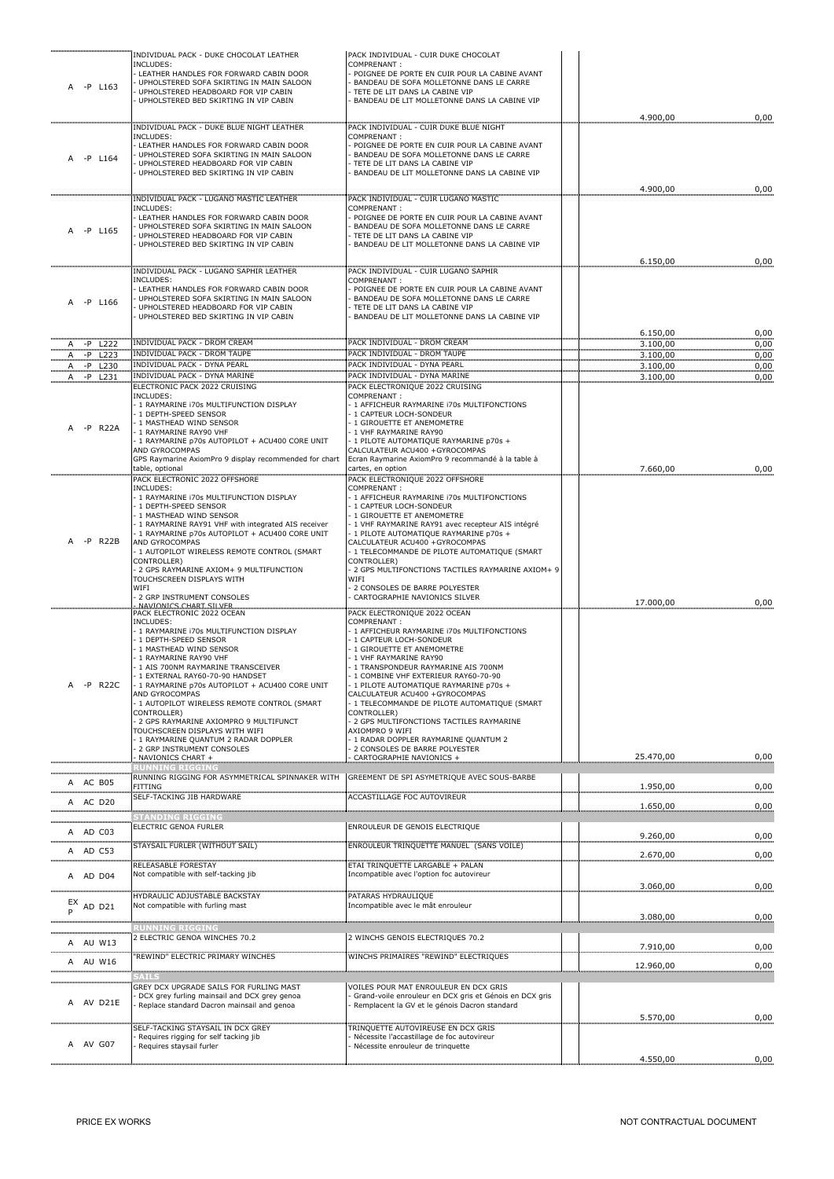| | | | | | |
|---|---|---|---|---|---|
| A -P L163 | INDIVIDUAL PACK - DUKE CHOCOLAT LEATHER<br>INCLUDES:<br>- LEATHER HANDLES FOR FORWARD CABIN DOOR<br>- UPHOLSTERED SOFA SKIRTING IN MAIN SALOON<br>- UPHOLSTERED HEADBOARD FOR VIP CABIN<br>- UPHOLSTERED BED SKIRTING IN VIP CABIN | PACK INDIVIDUAL - CUIR DUKE CHOCOLAT<br>COMPRENANT :<br>- POIGNEE DE PORTE EN CUIR POUR LA CABINE AVANT<br>- BANDEAU DE SOFA MOLLETONNE DANS LE CARRE<br>- TETE DE LIT DANS LA CABINE VIP<br>- BANDEAU DE LIT MOLLETONNE DANS LA CABINE VIP | | 4.900,00 | 0,00 |
| A -P L164 | INDIVIDUAL PACK - DUKE BLUE NIGHT LEATHER<br>INCLUDES:<br>- LEATHER HANDLES FOR FORWARD CABIN DOOR<br>- UPHOLSTERED SOFA SKIRTING IN MAIN SALOON<br>- UPHOLSTERED HEADBOARD FOR VIP CABIN<br>- UPHOLSTERED BED SKIRTING IN VIP CABIN | PACK INDIVIDUAL - CUIR DUKE BLUE NIGHT<br>COMPRENANT :<br>- POIGNEE DE PORTE EN CUIR POUR LA CABINE AVANT<br>- BANDEAU DE SOFA MOLLETONNE DANS LE CARRE<br>- TETE DE LIT DANS LA CABINE VIP<br>- BANDEAU DE LIT MOLLETONNE DANS LA CABINE VIP | | 4.900,00 | 0,00 |
| A -P L165 | INDIVIDUAL PACK - LUGANO MASTIC LEATHER<br>INCLUDES:<br>- LEATHER HANDLES FOR FORWARD CABIN DOOR<br>- UPHOLSTERED SOFA SKIRTING IN MAIN SALOON<br>- UPHOLSTERED HEADBOARD FOR VIP CABIN<br>- UPHOLSTERED BED SKIRTING IN VIP CABIN | PACK INDIVIDUAL - CUIR LUGANO MASTIC<br>COMPRENANT :<br>- POIGNEE DE PORTE EN CUIR POUR LA CABINE AVANT<br>- BANDEAU DE SOFA MOLLETONNE DANS LE CARRE<br>- TETE DE LIT DANS LA CABINE VIP<br>- BANDEAU DE LIT MOLLETONNE DANS LA CABINE VIP | | 6.150,00 | 0,00 |
| A -P L166 | INDIVIDUAL PACK - LUGANO SAPHIR LEATHER<br>INCLUDES:<br>- LEATHER HANDLES FOR FORWARD CABIN DOOR<br>- UPHOLSTERED SOFA SKIRTING IN MAIN SALOON<br>- UPHOLSTERED HEADBOARD FOR VIP CABIN<br>- UPHOLSTERED BED SKIRTING IN VIP CABIN | PACK INDIVIDUAL - CUIR LUGANO SAPHIR<br>COMPRENANT :<br>- POIGNEE DE PORTE EN CUIR POUR LA CABINE AVANT<br>- BANDEAU DE SOFA MOLLETONNE DANS LE CARRE<br>- TETE DE LIT DANS LA CABINE VIP<br>- BANDEAU DE LIT MOLLETONNE DANS LA CABINE VIP | | 6.150,00 | 0,00 |
| A -P L222 | INDIVIDUAL PACK - DROM CREAM | PACK INDIVIDUAL - DROM CREAM | | 3.100,00 | 0,00 |
| A -P L223 | INDIVIDUAL PACK - DROM TAUPE | PACK INDIVIDUAL - DROM TAUPE | | 3.100,00 | 0,00 |
| A -P L230 | INDIVIDUAL PACK - DYNA PEARL | PACK INDIVIDUAL - DYNA PEARL | | 3.100,00 | 0,00 |
| A -P L231 | INDIVIDUAL PACK - DYNA MARINE | PACK INDIVIDUAL - DYNA MARINE | | 3.100,00 | 0,00 |
| A -P R22A | ELECTRONIC PACK 2022 CRUISING<br>INCLUDES:<br>- 1 RAYMARINE i70s MULTIFUNCTION DISPLAY<br>- 1 DEPTH-SPEED SENSOR<br>- 1 MASTHEAD WIND SENSOR<br>- 1 RAYMARINE RAY90 VHF<br>- 1 RAYMARINE p70s AUTOPILOT + ACU400 CORE UNIT AND GYROCOMPAS<br>GPS Raymarine AxiomPro 9 display recommended for chart table, optional | PACK ELECTRONIQUE 2022 CRUISING<br>COMPRENANT :<br>- 1 AFFICHEUR RAYMARINE i70s MULTIFONCTIONS<br>- 1 CAPTEUR LOCH-SONDEUR<br>- 1 GIROUETTE ET ANEMOMETRE<br>- 1 VHF RAYMARINE RAY90<br>- 1 PILOTE AUTOMATIQUE RAYMARINE p70s + CALCULATEUR ACU400 +GYROCOMPAS<br>Ecran Raymarine AxiomPro 9 recommandé à la table à cartes, en option | | 7.660,00 | 0,00 |
| A -P R22B | PACK ELECTRONIC 2022 OFFSHORE<br>INCLUDES:<br>- 1 RAYMARINE i70s MULTIFUNCTION DISPLAY<br>- 1 DEPTH-SPEED SENSOR<br>- 1 MASTHEAD WIND SENSOR<br>- 1 RAYMARINE RAY91 VHF with integrated AIS receiver<br>- 1 RAYMARINE p70s AUTOPILOT + ACU400 CORE UNIT AND GYROCOMPAS<br>- 1 AUTOPILOT WIRELESS REMOTE CONTROL (SMART CONTROLLER)<br>- 2 GPS RAYMARINE AXIOM+ 9 MULTIFUNCTION TOUCHSCREEN DISPLAYS WITH WIFI<br>- 2 GRP INSTRUMENT CONSOLES<br>- NAVIONICS CHART SILVER | PACK ELECTRONIQUE 2022 OFFSHORE<br>COMPRENANT :<br>- 1 AFFICHEUR RAYMARINE i70s MULTIFONCTIONS<br>- 1 CAPTEUR LOCH-SONDEUR<br>- 1 GIROUETTE ET ANEMOMETRE<br>- 1 VHF RAYMARINE RAY91 avec recepteur AIS intégré<br>- 1 PILOTE AUTOMATIQUE RAYMARINE p70s + CALCULATEUR ACU400 +GYROCOMPAS<br>- 1 TELECOMMANDE DE PILOTE AUTOMATIQUE (SMART CONTROLLER)<br>- 2 GPS MULTIFONCTIONS TACTILES RAYMARINE AXIOM+ 9 WIFI<br>- 2 CONSOLES DE BARRE POLYESTER<br>- CARTOGRAPHIE NAVIONICS SILVER | | 17.000,00 | 0,00 |
| A -P R22C | PACK ELECTRONIC 2022 OCEAN<br>INCLUDES:<br>- 1 RAYMARINE i70s MULTIFUNCTION DISPLAY<br>- 1 DEPTH-SPEED SENSOR<br>- 1 MASTHEAD WIND SENSOR<br>- 1 RAYMARINE RAY90 VHF<br>- 1 AIS 700NM RAYMARINE TRANSCEIVER<br>- 1 EXTERNAL RAY60-70-90 HANDSET<br>- 1 RAYMARINE p70s AUTOPILOT + ACU400 CORE UNIT AND GYROCOMPAS<br>- 1 AUTOPILOT WIRELESS REMOTE CONTROL (SMART CONTROLLER)<br>- 2 GPS RAYMARINE AXIOMPRO 9 MULTIFUNCT TOUCHSCREEN DISPLAYS WITH WIFI<br>- 1 RAYMARINE QUANTUM 2 RADAR DOPPLER<br>- 2 GRP INSTRUMENT CONSOLES<br>- NAVIONICS CHART + | PACK ELECTRONIQUE 2022 OCEAN<br>COMPRENANT :<br>- 1 AFFICHEUR RAYMARINE i70s MULTIFONCTIONS<br>- 1 CAPTEUR LOCH-SONDEUR<br>- 1 GIROUETTE ET ANEMOMETRE<br>- 1 VHF RAYMARINE RAY90<br>- 1 TRANSPONDEUR RAYMARINE AIS 700NM<br>- 1 COMBINE VHF EXTERIEUR RAY60-70-90<br>- 1 PILOTE AUTOMATIQUE RAYMARINE p70s + CALCULATEUR ACU400 +GYROCOMPAS<br>- 1 TELECOMMANDE DE PILOTE AUTOMATIQUE (SMART CONTROLLER)<br>- 2 GPS MULTIFONCTIONS TACTILES RAYMARINE AXIOMPRO 9 WIFI<br>- 1 RADAR DOPPLER RAYMARINE QUANTUM 2<br>- 2 CONSOLES DE BARRE POLYESTER<br>- CARTOGRAPHIE NAVIONICS + | | 25.470,00 | 0,00 |
| | **RUNNING RIGGING** | | | | |
| A AC B05 | RUNNING RIGGING FOR ASYMMETRICAL SPINNAKER WITH FITTING | GREEMENT DE SPI ASYMETRIQUE AVEC SOUS-BARBE | | 1.950,00 | 0,00 |
| A AC D20 | SELF-TACKING JIB HARDWARE | ACCASTILLAGE FOC AUTOVIREUR | | 1.650,00 | 0,00 |
| | **STANDING RIGGING** | | | | |
| A AD C03 | ELECTRIC GENOA FURLER | ENROULEUR DE GENOIS ELECTRIQUE | | 9.260,00 | 0,00 |
| A AD C53 | STAYSAIL FURLER (WITHOUT SAIL) | ENROULEUR TRINQUETTE MANUEL (SANS VOILE) | | 2.670,00 | 0,00 |
| A AD D04 | RELEASABLE FORESTAY<br>Not compatible with self-tacking jib | ETAI TRINQUETTE LARGABLE + PALAN<br>Incompatible avec l'option foc autovireur | | 3.060,00 | 0,00 |
| EXP AD D21 | HYDRAULIC ADJUSTABLE BACKSTAY<br>Not compatible with furling mast | PATARAS HYDRAULIQUE<br>Incompatible avec le mât enrouleur | | 3.080,00 | 0,00 |
| | **RUNNING RIGGING** | | | | |
| A AU W13 | 2 ELECTRIC GENOA WINCHES 70.2 | 2 WINCHS GENOIS ELECTRIQUES 70.2 | | 7.910,00 | 0,00 |
| A AU W16 | "REWIND" ELECTRIC PRIMARY WINCHES | WINCHS PRIMAIRES "REWIND" ELECTRIQUES | | 12.960,00 | 0,00 |
| | **SAILS** | | | | |
| A AV D21E | GREY DCX UPGRADE SAILS FOR FURLING MAST<br>- DCX grey furling mainsail and DCX grey genoa<br>- Replace standard Dacron mainsail and genoa | VOILES POUR MAT ENROULEUR EN DCX GRIS<br>- Grand-voile enrouleur en DCX gris et Génois en DCX gris<br>- Remplacent la GV et le génois Dacron standard | | 5.570,00 | 0,00 |
| A AV G07 | SELF-TACKING STAYSAIL IN DCX GREY<br>- Requires rigging for self tacking jib<br>- Requires staysail furler | TRINQUETTE AUTOVIREUSE EN DCX GRIS<br>- Nécessite l'accastillage de foc autovireur<br>- Nécessite enrouleur de trinquette | | 4.550,00 | 0,00 |

PRICE EX WORKS NOT CONTRACTUAL DOCUMENT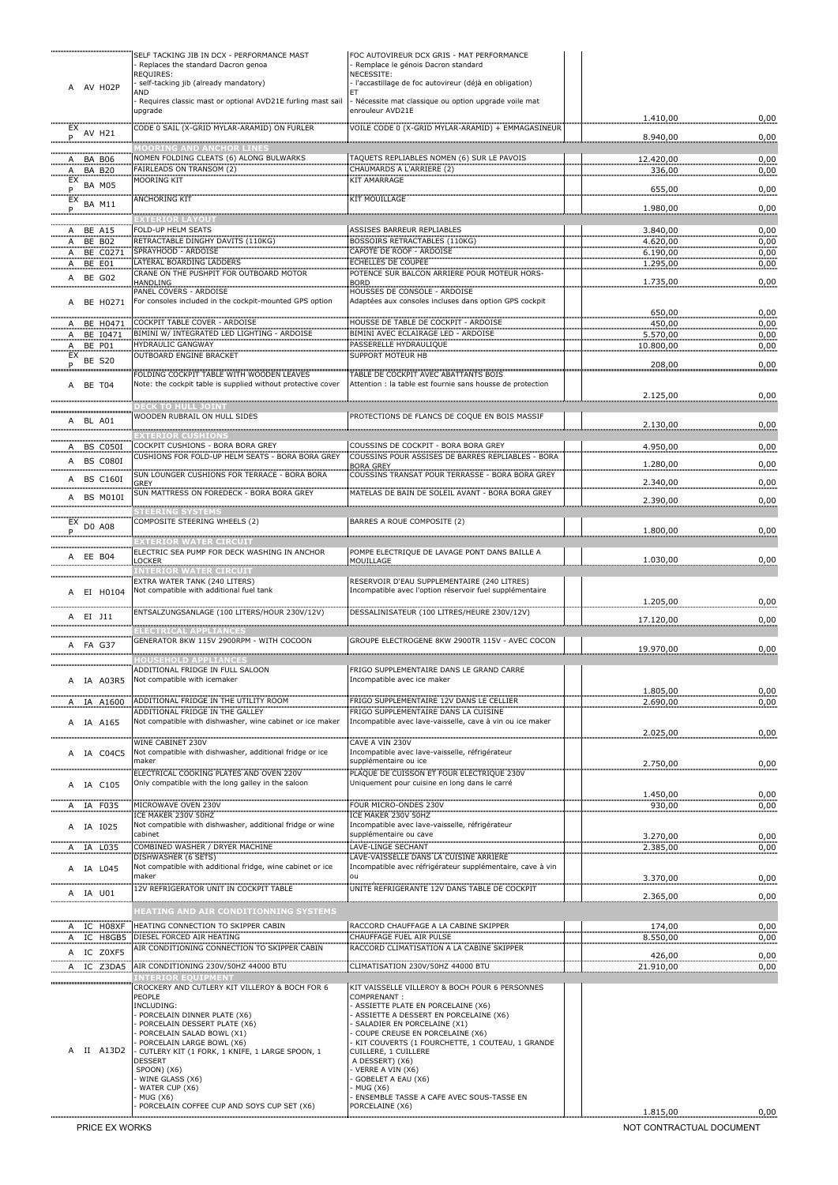| | Code | English | Français | | Price | |
|---|---|---|---|---|---|---|
| A | AV H02P | SELF TACKING JIB IN DCX - PERFORMANCE MAST<br>- Replaces the standard Dacron genoa<br>REQUIRES:<br>- self-tacking jib (already mandatory)<br>AND<br>- Requires classic mast or optional AVD21E furling mast sail upgrade | FOC AUTOVIREUR DCX GRIS - MAT PERFORMANCE<br>- Remplace le génois Dacron standard<br>NECESSITE:<br>- l'accastillage de foc autovireur (déjà en obligation)<br>ET<br>- Nécessite mat classique ou option upgrade voile mat enrouleur AVD21E | | 1.410,00 | 0,00 |
| EXP | AV H21 | CODE 0 SAIL (X-GRID MYLAR-ARAMID) ON FURLER | VOILE CODE 0 (X-GRID MYLAR-ARAMID) + EMMAGASINEUR | | 8.940,00 | 0,00 |
| | | **MOORING AND ANCHOR LINES** | | | | |
| A | BA B06 | NOMEN FOLDING CLEATS (6) ALONG BULWARKS | TAQUETS REPLIABLES NOMEN (6) SUR LE PAVOIS | | 12.420,00 | 0,00 |
| A | BA B20 | FAIRLEADS ON TRANSOM (2) | CHAUMARDS A L'ARRIERE (2) | | 336,00 | 0,00 |
| EXP | BA M05 | MOORING KIT | KIT AMARRAGE | | 655,00 | 0,00 |
| EXP | BA M11 | ANCHORING KIT | KIT MOUILLAGE | | 1.980,00 | 0,00 |
| | | **EXTERIOR LAYOUT** | | | | |
| A | BE A15 | FOLD-UP HELM SEATS | ASSISES BARREUR REPLIABLES | | 3.840,00 | 0,00 |
| A | BE B02 | RETRACTABLE DINGHY DAVITS (110KG) | BOSSOIRS RETRACTABLES (110KG) | | 4.620,00 | 0,00 |
| A | BE C0271 | SPRAYHOOD - ARDOISE | CAPOTE DE ROOF - ARDOISE | | 6.190,00 | 0,00 |
| A | BE E01 | LATERAL BOARDING LADDERS | ECHELLES DE COUPEE | | 1.295,00 | 0,00 |
| A | BE G02 | CRANE ON THE PUSHPIT FOR OUTBOARD MOTOR HANDLING | POTENCE SUR BALCON ARRIERE POUR MOTEUR HORS-BORD | | 1.735,00 | 0,00 |
| A | BE H0271 | PANEL COVERS - ARDOISE<br>For consoles included in the cockpit-mounted GPS option | HOUSSES DE CONSOLE - ARDOISE<br>Adaptées aux consoles incluses dans option GPS cockpit | | 650,00 | 0,00 |
| A | BE H0471 | COCKPIT TABLE COVER - ARDOISE | HOUSSE DE TABLE DE COCKPIT - ARDOISE | | 450,00 | 0,00 |
| A | BE I0471 | BIMINI W/ INTEGRATED LED LIGHTING - ARDOISE | BIMINI AVEC ECLAIRAGE LED - ARDOISE | | 5.570,00 | 0,00 |
| A | BE P01 | HYDRAULIC GANGWAY | PASSERELLE HYDRAULIQUE | | 10.800,00 | 0,00 |
| EXP | BE S20 | OUTBOARD ENGINE BRACKET | SUPPORT MOTEUR HB | | 208,00 | 0,00 |
| A | BE T04 | FOLDING COCKPIT TABLE WITH WOODEN LEAVES<br>Note: the cockpit table is supplied without protective cover | TABLE DE COCKPIT AVEC ABATTANTS BOIS<br>Attention : la table est fournie sans housse de protection | | 2.125,00 | 0,00 |
| | | **DECK TO HULL JOINT** | | | | |
| A | BL A01 | WOODEN RUBRAIL ON HULL SIDES | PROTECTIONS DE FLANCS DE COQUE EN BOIS MASSIF | | 2.130,00 | 0,00 |
| | | **EXTERIOR CUSHIONS** | | | | |
| A | BS C050I | COCKPIT CUSHIONS - BORA BORA GREY | COUSSINS DE COCKPIT - BORA BORA GREY | | 4.950,00 | 0,00 |
| A | BS C080I | CUSHIONS FOR FOLD-UP HELM SEATS - BORA BORA GREY | COUSSINS POUR ASSISES DE BARRES REPLIABLES - BORA BORA GREY | | 1.280,00 | 0,00 |
| A | BS C160I | SUN LOUNGER CUSHIONS FOR TERRACE - BORA BORA GREY | COUSSINS TRANSAT POUR TERRASSE - BORA BORA GREY | | 2.340,00 | 0,00 |
| A | BS M010I | SUN MATTRESS ON FOREDECK - BORA BORA GREY | MATELAS DE BAIN DE SOLEIL AVANT - BORA BORA GREY | | 2.390,00 | 0,00 |
| | | **STEERING SYSTEMS** | | | | |
| EXP | D0 A08 | COMPOSITE STEERING WHEELS (2) | BARRES A ROUE COMPOSITE (2) | | 1.800,00 | 0,00 |
| | | **EXTERIOR WATER CIRCUIT** | | | | |
| A | EE B04 | ELECTRIC SEA PUMP FOR DECK WASHING IN ANCHOR LOCKER | POMPE ELECTRIQUE DE LAVAGE PONT DANS BAILLE A MOUILLAGE | | 1.030,00 | 0,00 |
| | | **INTERIOR WATER CIRCUIT** | | | | |
| A | EI H0104 | EXTRA WATER TANK (240 LITERS)<br>Not compatible with additional fuel tank | RESERVOIR D'EAU SUPPLEMENTAIRE (240 LITRES)<br>Incompatible avec l'option réservoir fuel supplémentaire | | 1.205,00 | 0,00 |
| A | EI J11 | ENTSALZUNGSANLAGE (100 LITERS/HOUR 230V/12V) | DESSALINISATEUR (100 LITRES/HEURE 230V/12V) | | 17.120,00 | 0,00 |
| | | **ELECTRICAL APPLIANCES** | | | | |
| A | FA G37 | GENERATOR 8KW 115V 2900RPM - WITH COCOON | GROUPE ELECTROGENE 8KW 2900TR 115V - AVEC COCON | | 19.970,00 | 0,00 |
| | | **HOUSEHOLD APPLIANCES** | | | | |
| A | IA A03R5 | ADDITIONAL FRIDGE IN FULL SALOON<br>Not compatible with icemaker | FRIGO SUPPLEMENTAIRE DANS LE GRAND CARRE<br>Incompatible avec ice maker | | 1.805,00 | 0,00 |
| A | IA A1600 | ADDITIONAL FRIDGE IN THE UTILITY ROOM | FRIGO SUPPLEMENTAIRE 12V DANS LE CELLIER | | 2.690,00 | 0,00 |
| A | IA A165 | ADDITIONAL FRIDGE IN THE GALLEY<br>Not compatible with dishwasher, wine cabinet or ice maker | FRIGO SUPPLEMENTAIRE DANS LA CUISINE<br>Incompatible avec lave-vaisselle, cave à vin ou ice maker | | 2.025,00 | 0,00 |
| A | IA C04C5 | WINE CABINET 230V<br>Not compatible with dishwasher, additional fridge or ice maker | CAVE A VIN 230V<br>Incompatible avec lave-vaisselle, réfrigérateur supplémentaire ou ice | | 2.750,00 | 0,00 |
| A | IA C105 | ELECTRICAL COOKING PLATES AND OVEN 220V<br>Only compatible with the long galley in the saloon | PLAQUE DE CUISSON ET FOUR ELECTRIQUE 230V<br>Uniquement pour cuisine en long dans le carré | | 1.450,00 | 0,00 |
| A | IA F035 | MICROWAVE OVEN 230V | FOUR MICRO-ONDES 230V | | 930,00 | 0,00 |
| A | IA I025 | ICE MAKER 230V 50HZ<br>Not compatible with dishwasher, additional fridge or wine cabinet | ICE MAKER 230V 50HZ<br>Incompatible avec lave-vaisselle, réfrigérateur supplémentaire ou cave | | 3.270,00 | 0,00 |
| A | IA L035 | COMBINED WASHER / DRYER MACHINE | LAVE-LINGE SECHANT | | 2.385,00 | 0,00 |
| A | IA L045 | DISHWASHER (6 SETS)<br>Not compatible with additional fridge, wine cabinet or ice maker | LAVE-VAISSELLE DANS LA CUISINE ARRIERE<br>Incompatible avec réfrigérateur supplémentaire, cave à vin ou | | 3.370,00 | 0,00 |
| A | IA U01 | 12V REFRIGERATOR UNIT IN COCKPIT TABLE | UNITE REFRIGERANTE 12V DANS TABLE DE COCKPIT | | 2.365,00 | 0,00 |
| | | **HEATING AND AIR CONDITIONNING SYSTEMS** | | | | |
| A | IC H08XF | HEATING CONNECTION TO SKIPPER CABIN | RACCORD CHAUFFAGE A LA CABINE SKIPPER | | 174,00 | 0,00 |
| A | IC H8GB5 | DIESEL FORCED AIR HEATING | CHAUFFAGE FUEL AIR PULSE | | 8.550,00 | 0,00 |
| A | IC Z0XF5 | AIR CONDITIONING CONNECTION TO SKIPPER CABIN | RACCORD CLIMATISATION A LA CABINE SKIPPER | | 426,00 | 0,00 |
| A | IC Z3DA5 | AIR CONDITIONING 230V/50HZ 44000 BTU | CLIMATISATION 230V/50HZ 44000 BTU | | 21.910,00 | 0,00 |
| | | **INTERIOR EQUIPMENT** | | | | |
| A | II A13D2 | CROCKERY AND CUTLERY KIT VILLEROY & BOCH FOR 6 PEOPLE<br>INCLUDING:<br>- PORCELAIN DINNER PLATE (X6)<br>- PORCELAIN DESSERT PLATE (X6)<br>- PORCELAIN SALAD BOWL (X1)<br>- PORCELAIN LARGE BOWL (X6)<br>- CUTLERY KIT (1 FORK, 1 KNIFE, 1 LARGE SPOON, 1 DESSERT SPOON) (X6)<br>- WINE GLASS (X6)<br>- WATER CUP (X6)<br>- MUG (X6)<br>- PORCELAIN COFFEE CUP AND SOYS CUP SET (X6) | KIT VAISSELLE VILLEROY & BOCH POUR 6 PERSONNES<br>COMPRENANT :<br>- ASSIETTE PLATE EN PORCELAINE (X6)<br>- ASSIETTE A DESSERT EN PORCELAINE (X6)<br>- SALADIER EN PORCELAINE (X1)<br>- COUPE CREUSE EN PORCELAINE (X6)<br>- KIT COUVERTS (1 FOURCHETTE, 1 COUTEAU, 1 GRANDE CUILLERE, 1 CUILLERE A DESSERT) (X6)<br>- VERRE A VIN (X6)<br>- GOBELET A EAU (X6)<br>- MUG (X6)<br>- ENSEMBLE TASSE A CAFE AVEC SOUS-TASSE EN PORCELAINE (X6) | | 1.815,00 | 0,00 |

PRICE EX WORKS

NOT CONTRACTUAL DOCUMENT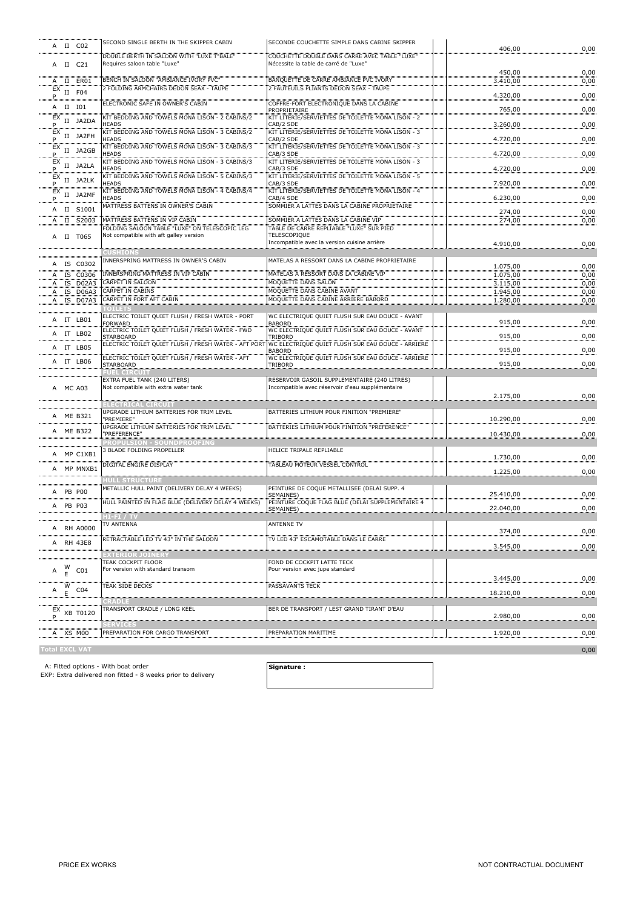| | | | | | | | |
|---|---|---|---|---|---|---|---|
| A | II | C02 | SECOND SINGLE BERTH IN THE SKIPPER CABIN | SECONDE COUCHETTE SIMPLE DANS CABINE SKIPPER | | 406,00 | 0,00 |
| A | II | C21 | DOUBLE BERTH IN SALOON WITH "LUXE T"BALE"<br>Requires saloon table "Luxe" | COUCHETTE DOUBLE DANS CARRE AVEC TABLE "LUXE"<br>Nécessite la table de carré de "Luxe" | | 450,00 | 0,00 |
| A | II | ER01 | BENCH IN SALOON "AMBIANCE IVORY PVC" | BANQUETTE DE CARRE AMBIANCE PVC IVORY | | 3.410,00 | 0,00 |
| EXP | II | F04 | 2 FOLDING ARMCHAIRS DEDON SEAX - TAUPE | 2 FAUTEUILS PLIANTS DEDON SEAX - TAUPE | | 4.320,00 | 0,00 |
| A | II | I01 | ELECTRONIC SAFE IN OWNER'S CABIN | COFFRE-FORT ELECTRONIQUE DANS LA CABINE PROPRIETAIRE | | 765,00 | 0,00 |
| EXP | II | JA2DA | KIT BEDDING AND TOWELS MONA LISON - 2 CABINS/2 HEADS | KIT LITERIE/SERVIETTES DE TOILETTE MONA LISON - 2 CAB/2 SDE | | 3.260,00 | 0,00 |
| EXP | II | JA2FH | KIT BEDDING AND TOWELS MONA LISON - 3 CABINS/2 HEADS | KIT LITERIE/SERVIETTES DE TOILETTE MONA LISON - 3 CAB/2 SDE | | 4.720,00 | 0,00 |
| EXP | II | JA2GB | KIT BEDDING AND TOWELS MONA LISON - 3 CABINS/3 HEADS | KIT LITERIE/SERVIETTES DE TOILETTE MONA LISON - 3 CAB/3 SDE | | 4.720,00 | 0,00 |
| EXP | II | JA2LA | KIT BEDDING AND TOWELS MONA LISON - 3 CABINS/3 HEADS | KIT LITERIE/SERVIETTES DE TOILETTE MONA LISON - 3 CAB/3 SDE | | 4.720,00 | 0,00 |
| EXP | II | JA2LK | KIT BEDDING AND TOWELS MONA LISON - 5 CABINS/3 HEADS | KIT LITERIE/SERVIETTES DE TOILETTE MONA LISON - 5 CAB/3 SDE | | 7.920,00 | 0,00 |
| EXP | II | JA2MF | KIT BEDDING AND TOWELS MONA LISON - 4 CABINS/4 HEADS | KIT LITERIE/SERVIETTES DE TOILETTE MONA LISON - 4 CAB/4 SDE | | 6.230,00 | 0,00 |
| A | II | S1001 | MATTRESS BATTENS IN OWNER'S CABIN | SOMMIER A LATTES DANS LA CABINE PROPRIETAIRE | | 274,00 | 0,00 |
| A | II | S2003 | MATTRESS BATTENS IN VIP CABIN | SOMMIER A LATTES DANS LA CABINE VIP | | 274,00 | 0,00 |
| A | II | T065 | FOLDING SALOON TABLE "LUXE" ON TELESCOPIC LEG<br>Not compatible with aft galley version | TABLE DE CARRE REPLIABLE "LUXE" SUR PIED TELESCOPIQUE<br>Incompatible avec la version cuisine arrière | | 4.910,00 | 0,00 |
| | | | **CUSHIONS** | | | | |
| A | IS | C0302 | INNERSPRING MATTRESS IN OWNER'S CABIN | MATELAS A RESSORT DANS LA CABINE PROPRIETAIRE | | 1.075,00 | 0,00 |
| A | IS | C0306 | INNERSPRING MATTRESS IN VIP CABIN | MATELAS A RESSORT DANS LA CABINE VIP | | 1.075,00 | 0,00 |
| A | IS | D02A3 | CARPET IN SALOON | MOQUETTE DANS SALON | | 3.115,00 | 0,00 |
| A | IS | D06A3 | CARPET IN CABINS | MOQUETTE DANS CABINE AVANT | | 1.945,00 | 0,00 |
| A | IS | D07A3 | CARPET IN PORT AFT CABIN | MOQUETTE DANS CABINE ARRIERE BABORD | | 1.280,00 | 0,00 |
| | | | **TOILETS** | | | | |
| A | IT | LB01 | ELECTRIC TOILET QUIET FLUSH / FRESH WATER - PORT FORWARD | WC ELECTRIQUE QUIET FLUSH SUR EAU DOUCE - AVANT BABORD | | 915,00 | 0,00 |
| A | IT | LB02 | ELECTRIC TOILET QUIET FLUSH / FRESH WATER - FWD STARBOARD | WC ELECTRIQUE QUIET FLUSH SUR EAU DOUCE - AVANT TRIBORD | | 915,00 | 0,00 |
| A | IT | LB05 | ELECTRIC TOILET QUIET FLUSH / FRESH WATER - AFT PORT | WC ELECTRIQUE QUIET FLUSH SUR EAU DOUCE - ARRIERE BABORD | | 915,00 | 0,00 |
| A | IT | LB06 | ELECTRIC TOILET QUIET FLUSH / FRESH WATER - AFT STARBOARD | WC ELECTRIQUE QUIET FLUSH SUR EAU DOUCE - ARRIERE TRIBORD | | 915,00 | 0,00 |
| | | | **FUEL CIRCUIT** | | | | |
| A | MC | A03 | EXTRA FUEL TANK (240 LITERS)<br>Not compatible with extra water tank | RESERVOIR GASOIL SUPPLEMENTAIRE (240 LITRES)<br>Incompatible avec réservoir d'eau supplémentaire | | 2.175,00 | 0,00 |
| | | | **ELECTRICAL CIRCUIT** | | | | |
| A | ME | B321 | UPGRADE LITHIUM BATTERIES FOR TRIM LEVEL "PREMIERE" | BATTERIES LITHIUM POUR FINITION "PREMIERE" | | 10.290,00 | 0,00 |
| A | ME | B322 | UPGRADE LITHIUM BATTERIES FOR TRIM LEVEL "PREFERENCE" | BATTERIES LITHIUM POUR FINITION "PREFERENCE" | | 10.430,00 | 0,00 |
| | | | **PROPULSION - SOUNDPROOFING** | | | | |
| A | MP | C1XB1 | 3 BLADE FOLDING PROPELLER | HELICE TRIPALE REPLIABLE | | 1.730,00 | 0,00 |
| A | MP | MNXB1 | DIGITAL ENGINE DISPLAY | TABLEAU MOTEUR VESSEL CONTROL | | 1.225,00 | 0,00 |
| | | | **HULL STRUCTURE** | | | | |
| A | PB | P00 | METALLIC HULL PAINT (DELIVERY DELAY 4 WEEKS) | PEINTURE DE COQUE METALLISEE (DELAI SUPP. 4 SEMAINES) | | 25.410,00 | 0,00 |
| A | PB | P03 | HULL PAINTED IN FLAG BLUE (DELIVERY DELAY 4 WEEKS) | PEINTURE COQUE FLAG BLUE (DELAI SUPPLEMENTAIRE 4 SEMAINES) | | 22.040,00 | 0,00 |
| | | | **HI-FI / TV** | | | | |
| A | RH | A0000 | TV ANTENNA | ANTENNE TV | | 374,00 | 0,00 |
| A | RH | 43E8 | RETRACTABLE LED TV 43" IN THE SALOON | TV LED 43" ESCAMOTABLE DANS LE CARRE | | 3.545,00 | 0,00 |
| | | | **EXTERIOR JOINERY** | | | | |
| A | WE | C01 | TEAK COCKPIT FLOOR<br>For version with standard transom | FOND DE COCKPIT LATTE TECK<br>Pour version avec jupe standard | | 3.445,00 | 0,00 |
| A | WE | C04 | TEAK SIDE DECKS | PASSAVANTS TECK | | 18.210,00 | 0,00 |
| | | | **CRADLE** | | | | |
| EXP | XB | T0120 | TRANSPORT CRADLE / LONG KEEL | BER DE TRANSPORT / LEST GRAND TIRANT D'EAU | | 2.980,00 | 0,00 |
| | | | **SERVICES** | | | | |
| A | XS | M00 | PREPARATION FOR CARGO TRANSPORT | PREPARATION MARITIME | | 1.920,00 | 0,00 |
| **Total EXCL VAT** | | | | | | | 0,00 |

A: Fitted options - With boat order
EXP: Extra delivered non fitted - 8 weeks prior to delivery

**Signature :**

PRICE EX WORKS

NOT CONTRACTUAL DOCUMENT